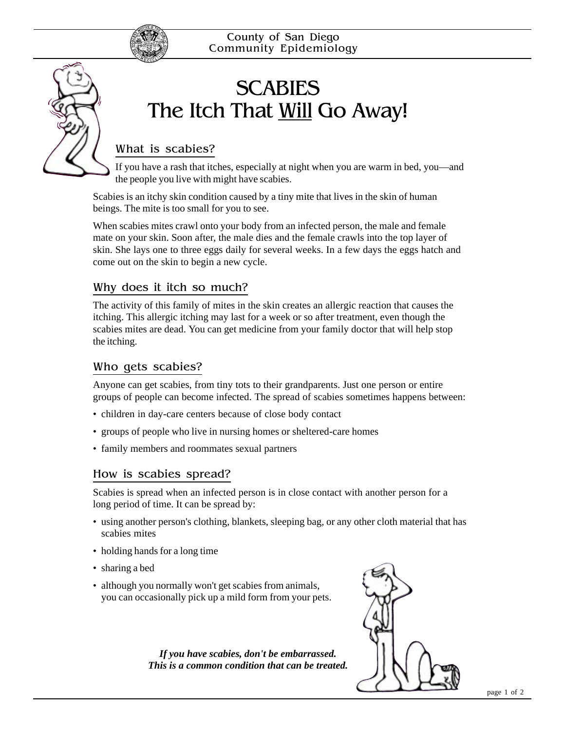County of San Diego
Community Epidemiology

# SCABIES
# The Itch That Will Go Away!

## What is scabies?

If you have a rash that itches, especially at night when you are warm in bed, you—and the people you live with might have scabies.

Scabies is an itchy skin condition caused by a tiny mite that lives in the skin of human beings. The mite is too small for you to see.

When scabies mites crawl onto your body from an infected person, the male and female mate on your skin. Soon after, the male dies and the female crawls into the top layer of skin. She lays one to three eggs daily for several weeks. In a few days the eggs hatch and come out on the skin to begin a new cycle.

## Why does it itch so much?

The activity of this family of mites in the skin creates an allergic reaction that causes the itching. This allergic itching may last for a week or so after treatment, even though the scabies mites are dead. You can get medicine from your family doctor that will help stop the itching.

## Who gets scabies?

Anyone can get scabies, from tiny tots to their grandparents. Just one person or entire groups of people can become infected. The spread of scabies sometimes happens between:

- children in day-care centers because of close body contact
- groups of people who live in nursing homes or sheltered-care homes
- family members and roommates sexual partners

## How is scabies spread?

Scabies is spread when an infected person is in close contact with another person for a long period of time. It can be spread by:

- using another person's clothing, blankets, sleeping bag, or any other cloth material that has scabies mites
- holding hands for a long time
- sharing a bed
- although you normally won't get scabies from animals, you can occasionally pick up a mild form from your pets.

***If you have scabies, don't be embarrassed.***
***This is a common condition that can be treated.***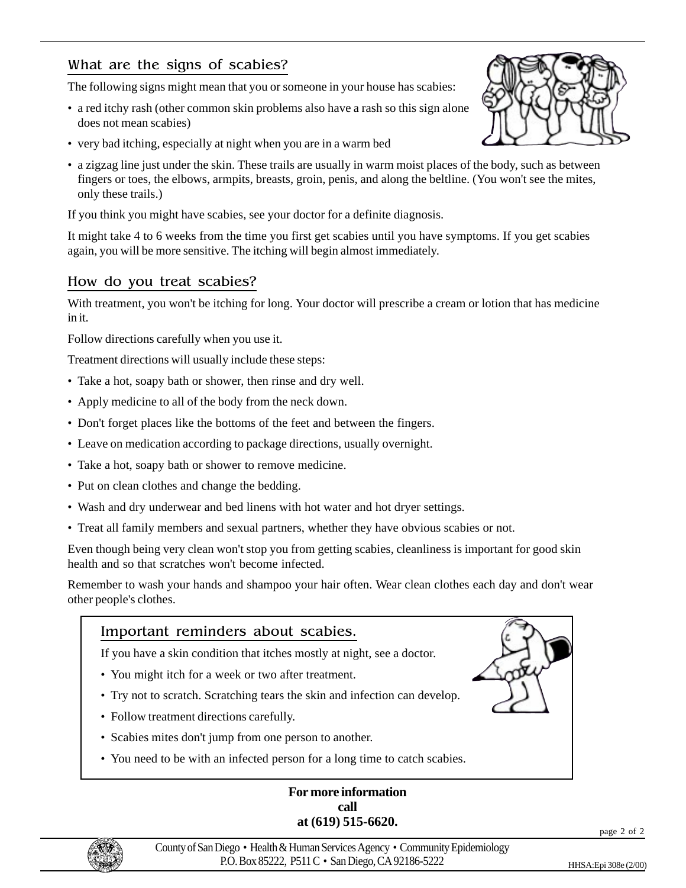## What are the signs of scabies?

The following signs might mean that you or someone in your house has scabies:

- a red itchy rash (other common skin problems also have a rash so this sign alone does not mean scabies)
- very bad itching, especially at night when you are in a warm bed
- a zigzag line just under the skin. These trails are usually in warm moist places of the body, such as between fingers or toes, the elbows, armpits, breasts, groin, penis, and along the beltline. (You won't see the mites, only these trails.)

If you think you might have scabies, see your doctor for a definite diagnosis.

It might take 4 to 6 weeks from the time you first get scabies until you have symptoms. If you get scabies again, you will be more sensitive. The itching will begin almost immediately.

## How do you treat scabies?

With treatment, you won't be itching for long. Your doctor will prescribe a cream or lotion that has medicine in it.

Follow directions carefully when you use it.

Treatment directions will usually include these steps:

- Take a hot, soapy bath or shower, then rinse and dry well.
- Apply medicine to all of the body from the neck down.
- Don't forget places like the bottoms of the feet and between the fingers.
- Leave on medication according to package directions, usually overnight.
- Take a hot, soapy bath or shower to remove medicine.
- Put on clean clothes and change the bedding.
- Wash and dry underwear and bed linens with hot water and hot dryer settings.
- Treat all family members and sexual partners, whether they have obvious scabies or not.

Even though being very clean won't stop you from getting scabies, cleanliness is important for good skin health and so that scratches won't become infected.

Remember to wash your hands and shampoo your hair often. Wear clean clothes each day and don't wear other people's clothes.

## Important reminders about scabies.

If you have a skin condition that itches mostly at night, see a doctor.

- You might itch for a week or two after treatment.
- Try not to scratch. Scratching tears the skin and infection can develop.
- Follow treatment directions carefully.
- Scabies mites don't jump from one person to another.
- You need to be with an infected person for a long time to catch scabies.

**For more information call at (619) 515-6620.**

County of San Diego • Health & Human Services Agency • Community Epidemiology
P.O. Box 85222, P511 C • San Diego, CA 92186-5222

HHSA:Epi 308e (2/00)